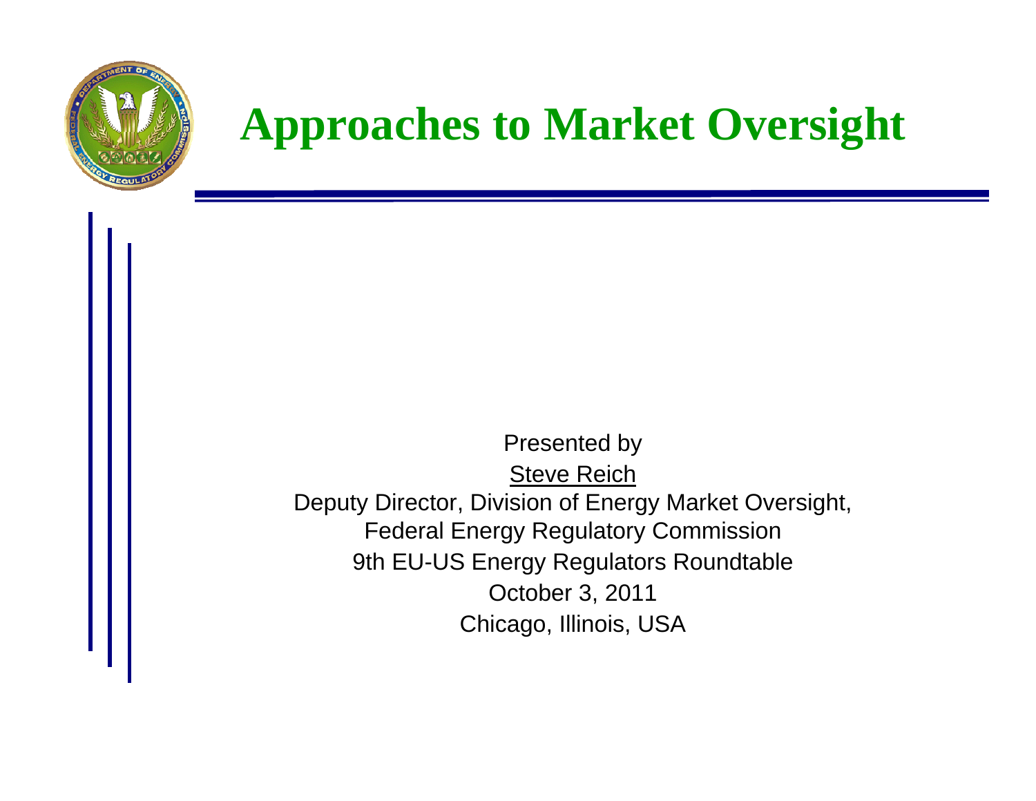# Approaches to Market Oversight

Presented by

Steve Reich

Deputy Director, Division of Energy Market Oversight,

Federal Energy Regulatory Commission

9th EU-US Energy Regulators Roundtable

October 3, 2011

Chicago, Illinois, USA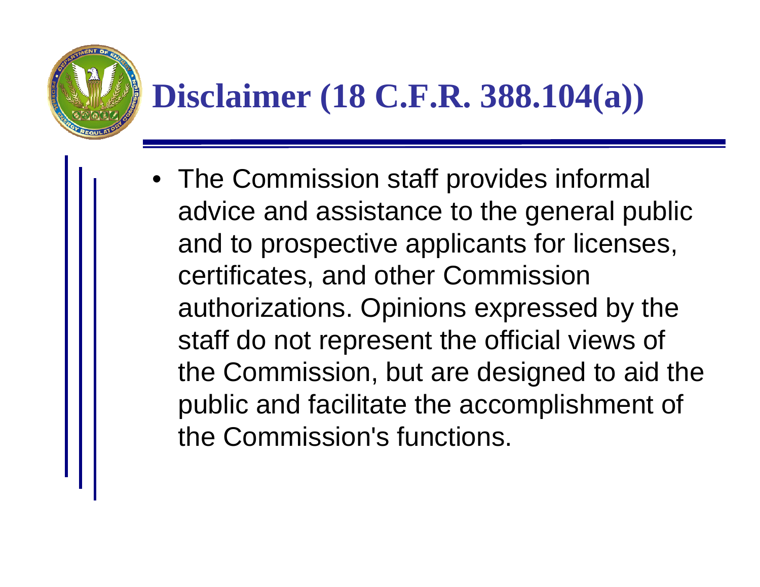# Disclaimer (18 C.F.R. 388.104(a))

- The Commission staff provides informal advice and assistance to the general public and to prospective applicants for licenses, certificates, and other Commission authorizations. Opinions expressed by the staff do not represent the official views of the Commission, but are designed to aid the public and facilitate the accomplishment of the Commission's functions.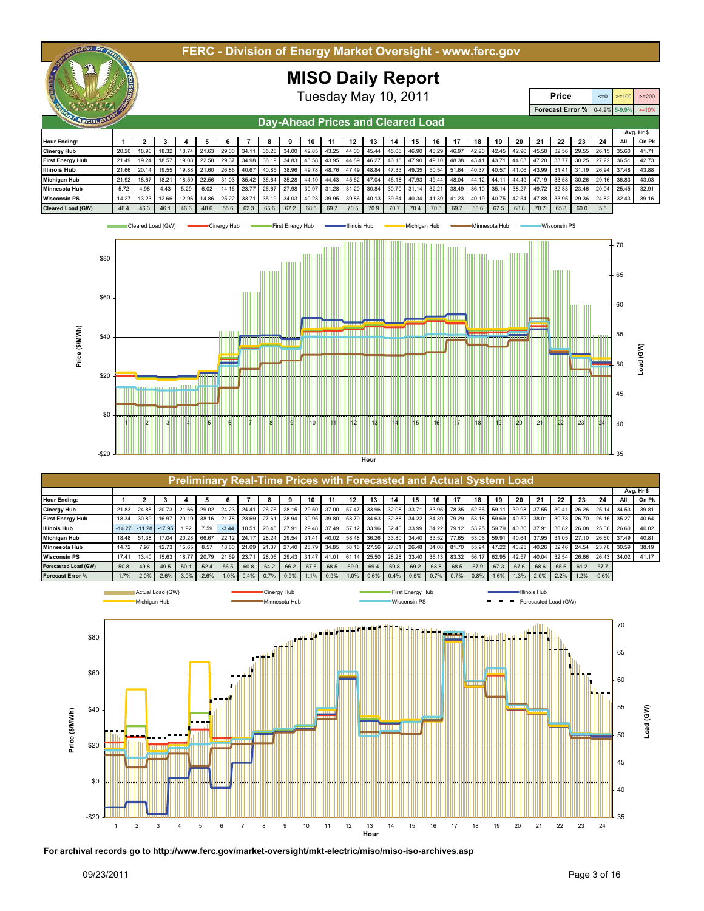# FERC - Division of Energy Market Oversight - www.ferc.gov

## MISO Daily Report

Tuesday May 10, 2011

| Price | <=0 | >=100 | >=200 |
|---|---|---|---|
| Forecast Error % | 0-4.9% | 5-9.9% | >=10% |

### Day-Ahead Prices and Cleared Load

| Hour Ending: | 1 | 2 | 3 | 4 | 5 | 6 | 7 | 8 | 9 | 10 | 11 | 12 | 13 | 14 | 15 | 16 | 17 | 18 | 19 | 20 | 21 | 22 | 23 | 24 | Avg. Hr $ All | Avg. Hr $ On Pk |
|---|---|---|---|---|---|---|---|---|---|---|---|---|---|---|---|---|---|---|---|---|---|---|---|---|---|---|
| Cinergy Hub | 20.20 | 18.90 | 18.32 | 18.74 | 21.63 | 29.00 | 34.11 | 35.28 | 34.00 | 42.85 | 43.25 | 44.00 | 45.44 | 45.06 | 46.90 | 48.29 | 46.97 | 42.20 | 42.45 | 42.90 | 45.58 | 32.56 | 29.55 | 26.15 | 35.60 | 41.71 |
| First Energy Hub | 21.49 | 19.24 | 18.57 | 19.08 | 22.58 | 29.37 | 34.98 | 36.19 | 34.83 | 43.58 | 43.95 | 44.89 | 46.27 | 46.18 | 47.90 | 49.10 | 48.38 | 43.41 | 43.71 | 44.03 | 47.20 | 33.77 | 30.25 | 27.22 | 36.51 | 42.73 |
| Illinois Hub | 21.66 | 20.14 | 19.55 | 19.88 | 21.60 | 26.86 | 40.67 | 40.85 | 38.96 | 49.78 | 48.76 | 47.49 | 48.84 | 47.33 | 49.35 | 50.54 | 51.64 | 40.37 | 40.57 | 41.06 | 43.99 | 31.41 | 31.19 | 26.94 | 37.48 | 43.88 |
| Michigan Hub | 21.92 | 18.67 | 18.21 | 18.59 | 22.56 | 31.03 | 35.42 | 36.64 | 35.28 | 44.10 | 44.43 | 45.62 | 47.04 | 46.18 | 47.93 | 49.44 | 48.04 | 44.12 | 44.11 | 44.49 | 47.19 | 33.58 | 30.26 | 29.16 | 36.83 | 43.03 |
| Minnesota Hub | 5.72 | 4.98 | 4.43 | 5.29 | 6.02 | 14.16 | 23.77 | 26.67 | 27.98 | 30.97 | 31.28 | 31.20 | 30.84 | 30.70 | 31.14 | 32.21 | 38.49 | 36.10 | 35.14 | 38.27 | 49.72 | 32.33 | 23.46 | 20.04 | 25.45 | 32.91 |
| Wisconsin PS | 14.27 | 13.23 | 12.66 | 12.96 | 14.86 | 25.22 | 33.71 | 35.19 | 34.03 | 40.23 | 39.95 | 39.86 | 40.13 | 39.54 | 40.34 | 41.39 | 41.23 | 40.19 | 40.75 | 42.54 | 47.88 | 33.95 | 29.36 | 24.82 | 32.43 | 39.16 |
| Cleared Load (GW) | 46.4 | 46.3 | 46.1 | 46.6 | 48.6 | 55.6 | 62.3 | 65.6 | 67.2 | 68.5 | 69.7 | 70.5 | 70.9 | 70.7 | 70.4 | 70.3 | 69.7 | 68.6 | 67.5 | 68.8 | 70.7 | 65.8 | 60.0 | 5.5 | | |

### Preliminary Real-Time Prices with Forecasted and Actual System Load

| Hour Ending: | 1 | 2 | 3 | 4 | 5 | 6 | 7 | 8 | 9 | 10 | 11 | 12 | 13 | 14 | 15 | 16 | 17 | 18 | 19 | 20 | 21 | 22 | 23 | 24 | Avg. Hr $ All | Avg. Hr $ On Pk |
|---|---|---|---|---|---|---|---|---|---|---|---|---|---|---|---|---|---|---|---|---|---|---|---|---|---|---|
| Cinergy Hub | 21.83 | 24.88 | 20.73 | 21.66 | 29.02 | 24.23 | 24.41 | 26.76 | 28.15 | 29.50 | 37.00 | 57.47 | 33.96 | 32.08 | 33.71 | 33.95 | 78.35 | 52.66 | 59.11 | 39.98 | 37.55 | 30.41 | 26.26 | 25.14 | 34.53 | 39.81 |
| First Energy Hub | 18.34 | 30.89 | 16.97 | 20.19 | 38.16 | 21.78 | 23.69 | 27.61 | 28.94 | 30.95 | 39.80 | 58.70 | 34.63 | 32.88 | 34.22 | 34.39 | 79.29 | 53.18 | 59.69 | 40.52 | 38.01 | 30.78 | 26.70 | 26.16 | 35.27 | 40.64 |
| Illinois Hub | -14.27 | -11.28 | -17.95 | 1.92 | 7.59 | -3.44 | 10.51 | 26.48 | 27.91 | 29.48 | 37.49 | 57.12 | 33.96 | 32.40 | 33.99 | 34.22 | 79.12 | 53.25 | 59.79 | 40.30 | 37.91 | 30.82 | 26.08 | 25.08 | 26.60 | 40.02 |
| Michigan Hub | 18.48 | 51.38 | 17.04 | 20.28 | 66.67 | 22.12 | 24.17 | 28.24 | 29.54 | 31.41 | 40.02 | 58.48 | 36.26 | 33.80 | 34.40 | 33.52 | 77.65 | 53.06 | 59.91 | 40.64 | 37.95 | 31.05 | 27.10 | 26.60 | 37.49 | 40.81 |
| Minnesota Hub | 14.72 | 7.97 | 12.73 | 15.65 | 8.57 | 18.60 | 21.09 | 21.37 | 27.40 | 28.79 | 34.85 | 58.16 | 27.56 | 27.01 | 26.48 | 34.08 | 81.70 | 55.94 | 47.22 | 43.25 | 40.26 | 32.46 | 24.54 | 23.78 | 30.59 | 38.19 |
| Wisconsin PS | 17.41 | 13.40 | 15.63 | 18.77 | 20.79 | 21.69 | 23.71 | 28.06 | 29.43 | 31.47 | 41.01 | 61.14 | 25.50 | 28.28 | 33.40 | 36.13 | 83.32 | 56.17 | 62.95 | 42.57 | 40.04 | 32.54 | 26.66 | 26.43 | 34.02 | 41.17 |
| Forecasted Load (GW) | 50.8 | 49.8 | 49.5 | 50.1 | 52.4 | 56.5 | 60.8 | 64.2 | 66.2 | 67.6 | 68.5 | 69.0 | 69.4 | 69.8 | 69.2 | 68.8 | 68.5 | 67.9 | 67.3 | 67.6 | 68.6 | 65.6 | 61.2 | 57.7 | | |
| Forecast Error % | -1.7% | -2.0% | -2.6% | -3.0% | -2.6% | -1.0% | 0.4% | 0.7% | 0.9% | 1.1% | 0.9% | 1.0% | 0.6% | 0.4% | 0.5% | 0.7% | 0.7% | 0.8% | 1.6% | 1.3% | 2.0% | 2.2% | 1.2% | -0.6% | | |

For archival records go to http://www.ferc.gov/market-oversight/mkt-electric/miso/miso-iso-archives.asp

09/23/2011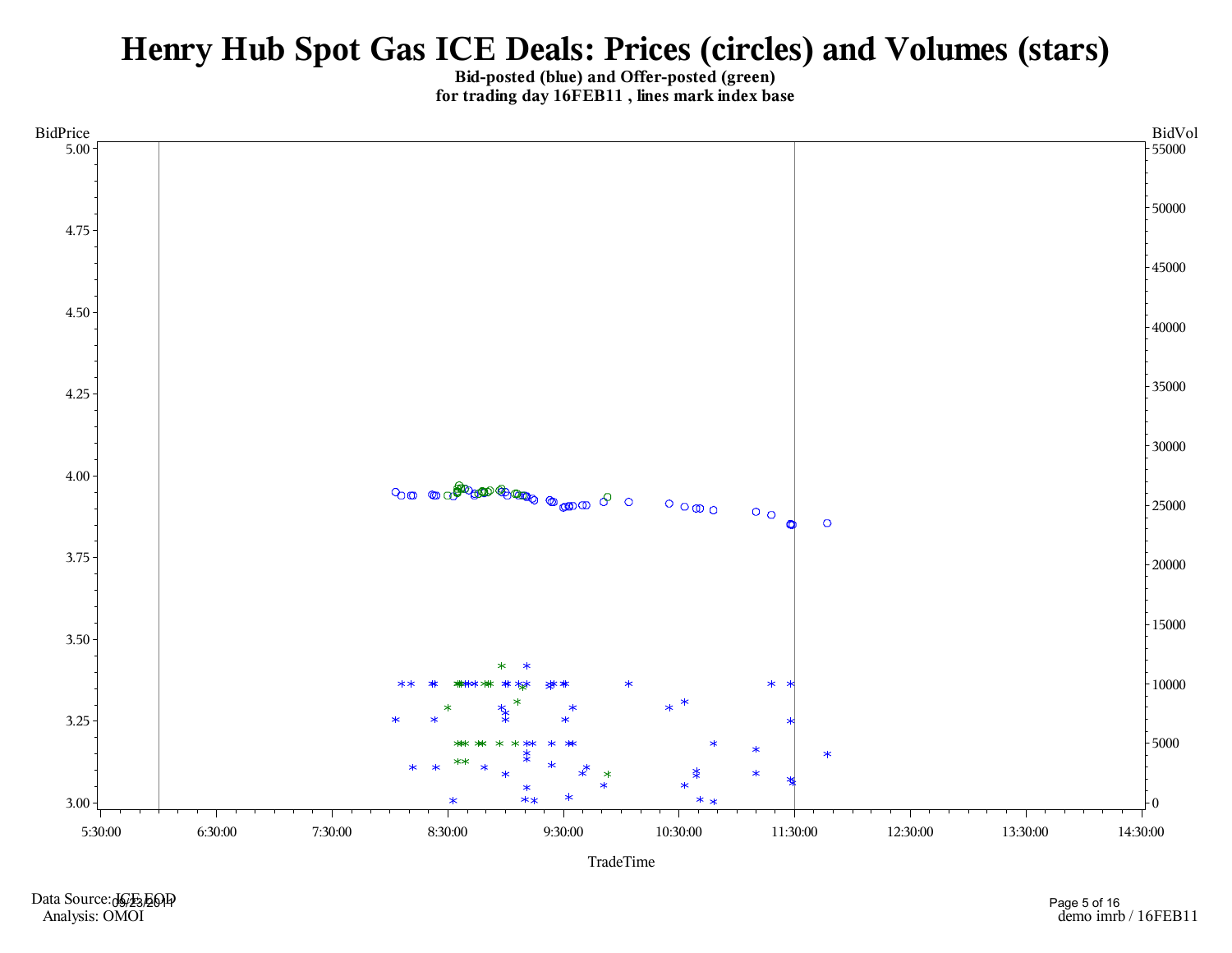# Henry Hub Spot Gas ICE Deals: Prices (circles) and Volumes (stars)

**Bid-posted (blue) and Offer-posted (green)**
**for trading day 16FEB11 , lines mark index base**

BidPrice

BidVol

TradeTime

Data Source: ICE EOD
09/23/2011
Analysis: OMOI

demo imrb / 16FEB11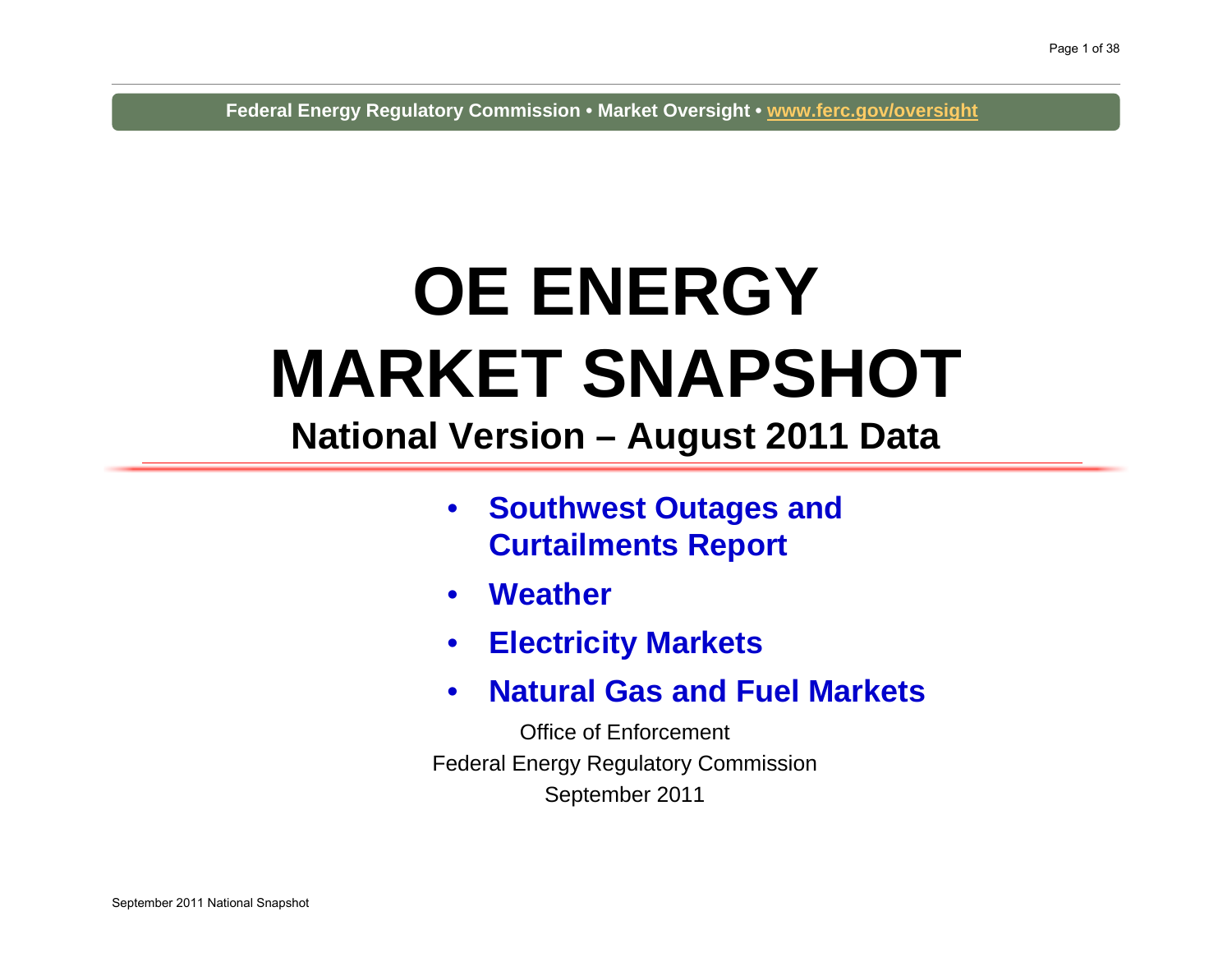Federal Energy Regulatory Commission • Market Oversight • www.ferc.gov/oversight

# OE ENERGY MARKET SNAPSHOT

## National Version – August 2011 Data

- **Southwest Outages and Curtailments Report**
- **Weather**
- **Electricity Markets**
- **Natural Gas and Fuel Markets**

Office of Enforcement
Federal Energy Regulatory Commission
September 2011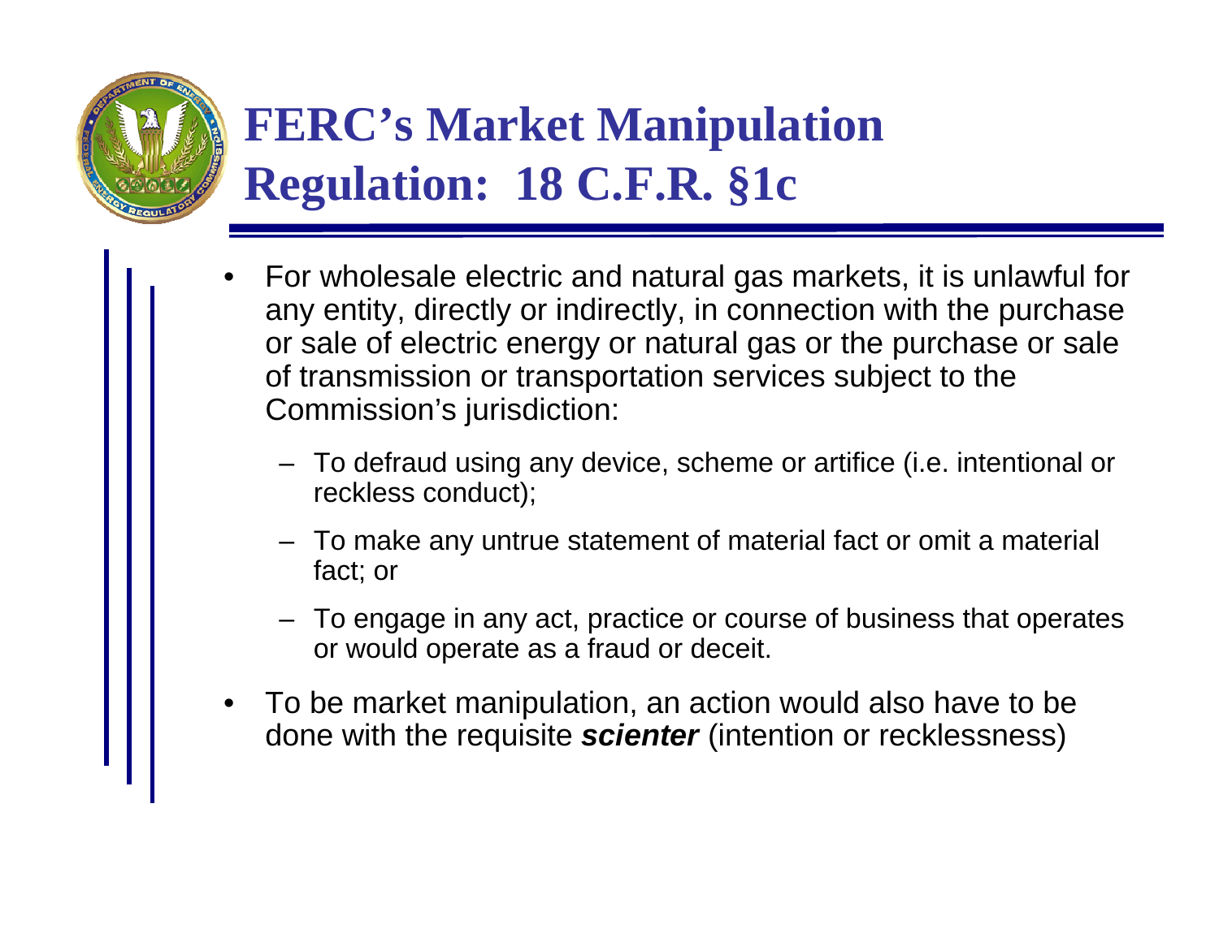# FERC's Market Manipulation Regulation: 18 C.F.R. §1c

- For wholesale electric and natural gas markets, it is unlawful for any entity, directly or indirectly, in connection with the purchase or sale of electric energy or natural gas or the purchase or sale of transmission or transportation services subject to the Commission's jurisdiction:
  - To defraud using any device, scheme or artifice (i.e. intentional or reckless conduct);
  - To make any untrue statement of material fact or omit a material fact; or
  - To engage in any act, practice or course of business that operates or would operate as a fraud or deceit.
- To be market manipulation, an action would also have to be done with the requisite ***scienter*** (intention or recklessness)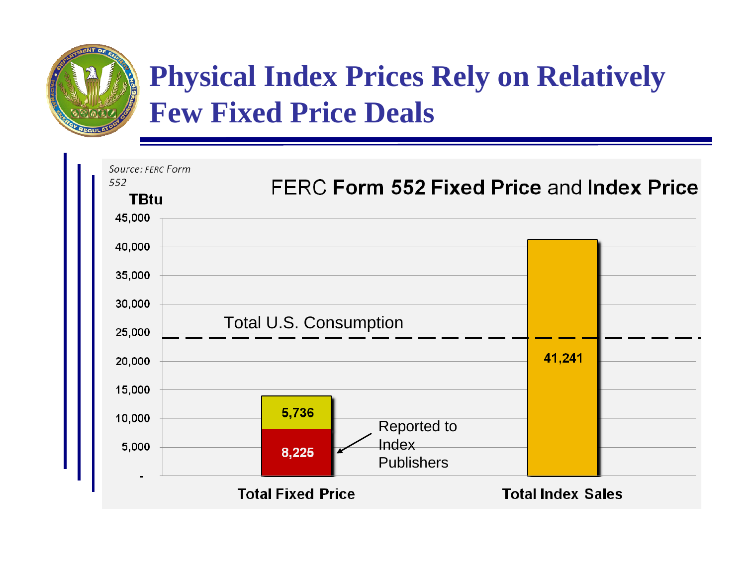# Physical Index Prices Rely on Relatively Few Fixed Price Deals

*Source: FERC Form 552*

**FERC Form 552 Fixed Price and Index Price**

TBtu

| | Reported to Index Publishers | Other | Total |
|---|---|---|---|
| Total Fixed Price | 8,225 | 5,736 | |
| Total Index Sales | | | 41,241 |

Total U.S. Consumption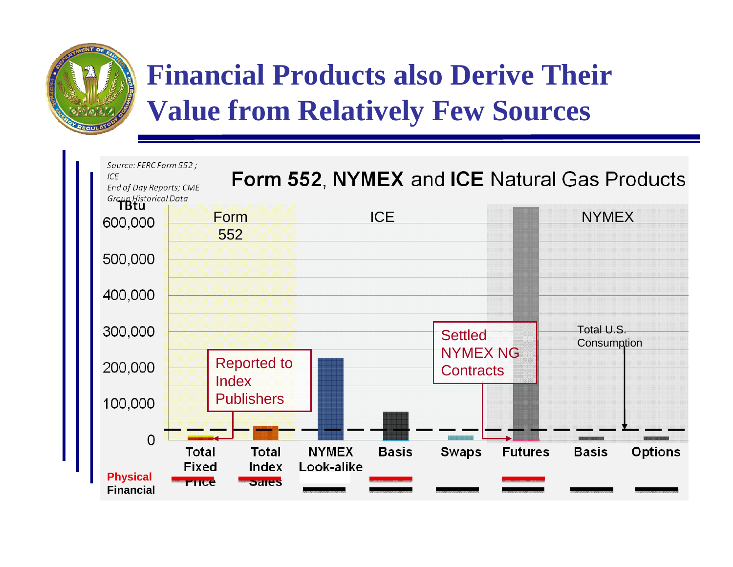# Financial Products also Derive Their Value from Relatively Few Sources

*Source: FERC Form 552 ; ICE End of Day Reports; CME Group Historical Data*

**Form 552, NYMEX and ICE Natural Gas Products**

TBtu

600,000

500,000

400,000

300,000

200,000

100,000

0

Form 552 | ICE | NYMEX

Reported to Index Publishers

Settled NYMEX NG Contracts

Total U.S. Consumption

Total Fixed Price | Total Index Sales | NYMEX Look-alike | Basis | Swaps | Futures | Basis | Options

Physical

Financial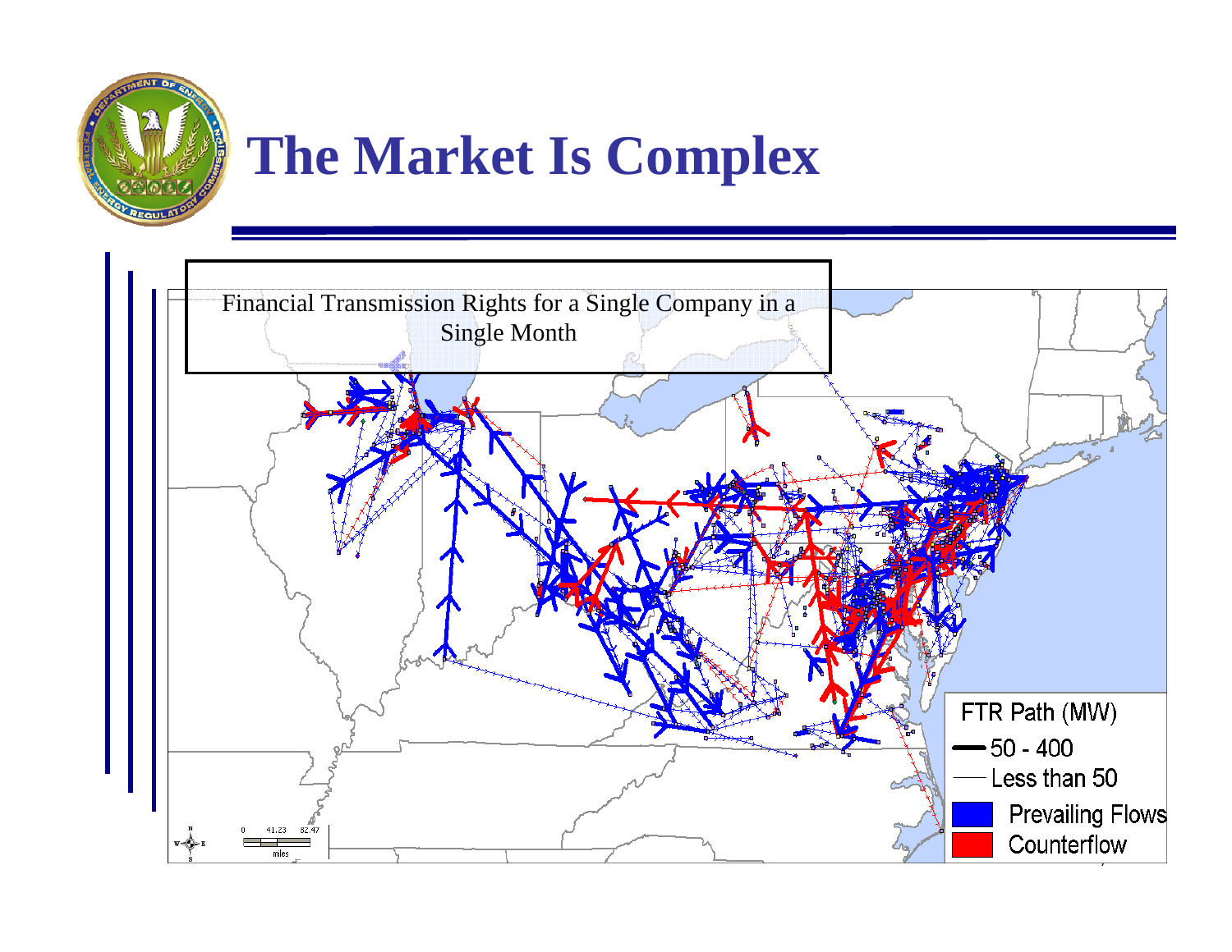# The Market Is Complex

Financial Transmission Rights for a Single Company in a Single Month

FTR Path (MW)

- 50 - 400
- Less than 50
- Prevailing Flows
- Counterflow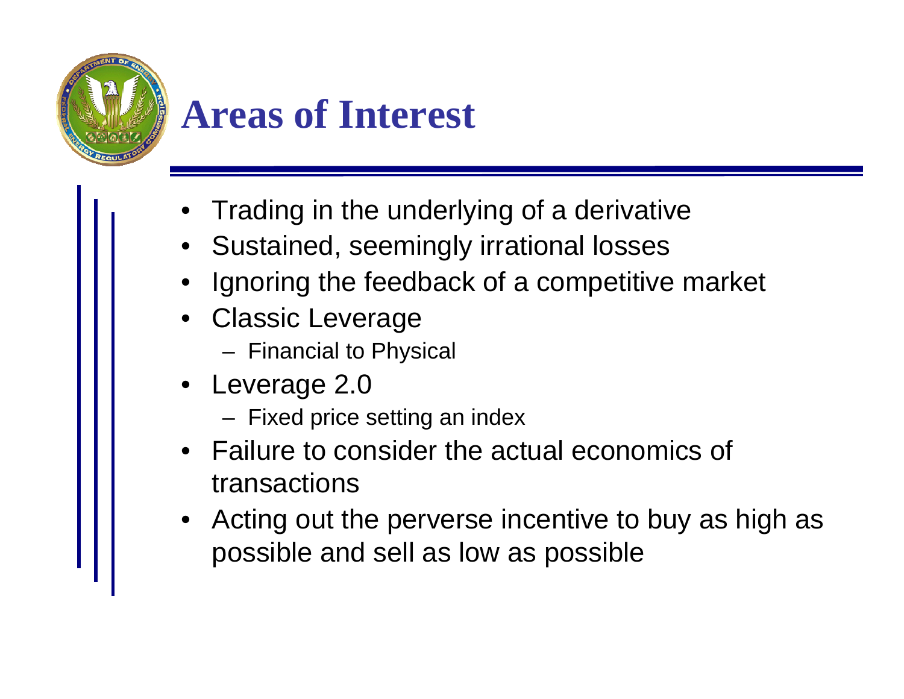# Areas of Interest

- Trading in the underlying of a derivative
- Sustained, seemingly irrational losses
- Ignoring the feedback of a competitive market
- Classic Leverage
  - Financial to Physical
- Leverage 2.0
  - Fixed price setting an index
- Failure to consider the actual economics of transactions
- Acting out the perverse incentive to buy as high as possible and sell as low as possible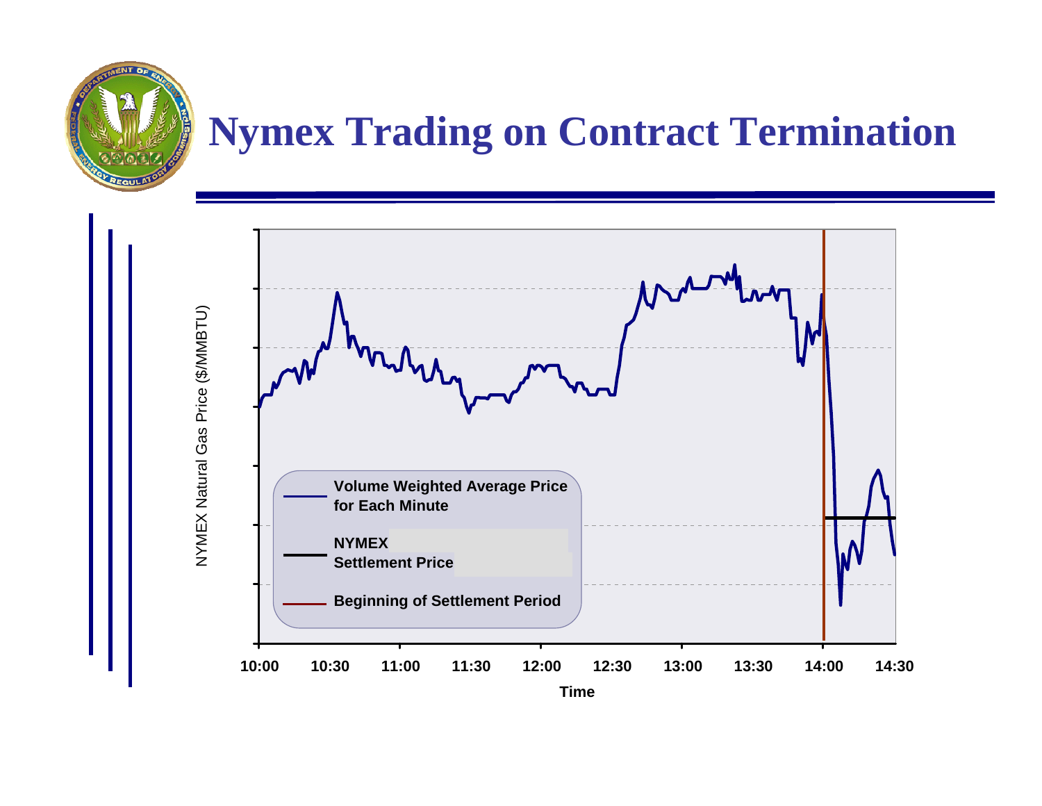# Nymex Trading on Contract Termination

NYMEX Natural Gas Price ($/MMBTU)

Volume Weighted Average Price for Each Minute

NYMEX Settlement Price

Beginning of Settlement Period

10:00 10:30 11:00 11:30 12:00 12:30 13:00 13:30 14:00 14:30

Time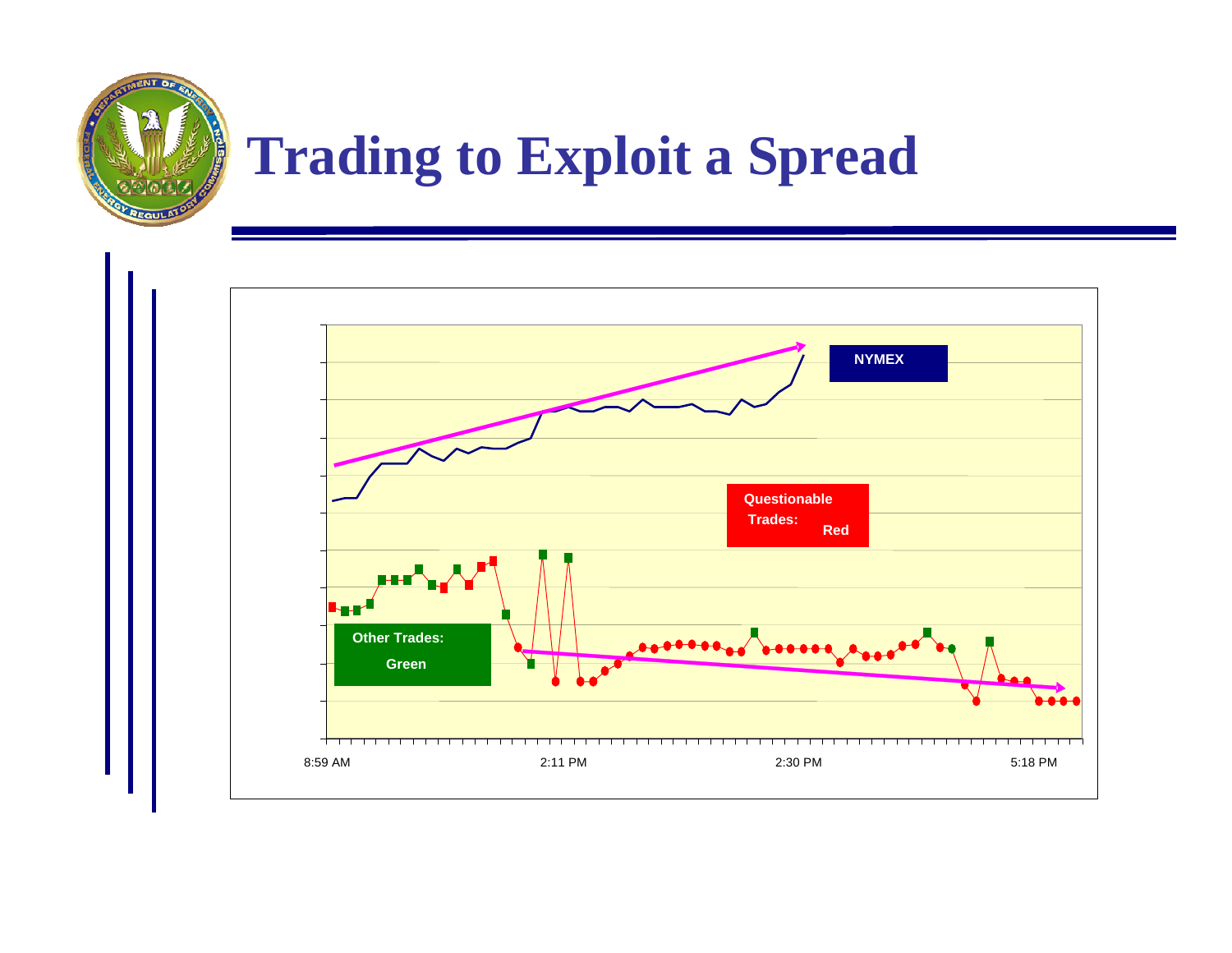# Trading to Exploit a Spread

NYMEX

Questionable Trades: Red

Other Trades: Green

8:59 AM

2:11 PM

2:30 PM

5:18 PM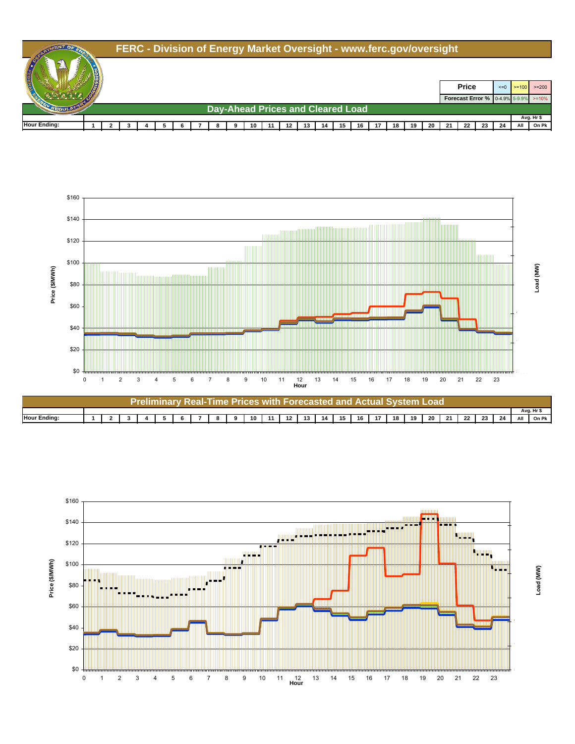# FERC - Division of Energy Market Oversight - www.ferc.gov/oversight

| Price | <=0 | >=100 | >=200 |
|---|---|---|---|
| Forecast Error % | 0-4.9% | 5-9.9% | >=10% |

## Day-Ahead Prices and Cleared Load

| Hour Ending: | 1 | 2 | 3 | 4 | 5 | 6 | 7 | 8 | 9 | 10 | 11 | 12 | 13 | 14 | 15 | 16 | 17 | 18 | 19 | 20 | 21 | 22 | 23 | 24 | Avg. Hr $ All | Avg. Hr $ On Pk |
|---|---|---|---|---|---|---|---|---|---|---|---|---|---|---|---|---|---|---|---|---|---|---|---|---|---|---|

Price ($/MWh): $0, $20, $40, $60, $80, $100, $120, $140, $160

Hour: 0 1 2 3 4 5 6 7 8 9 10 11 12 13 14 15 16 17 18 19 20 21 22 23

Load (MW)

## Preliminary Real-Time Prices with Forecasted and Actual System Load

| Hour Ending: | 1 | 2 | 3 | 4 | 5 | 6 | 7 | 8 | 9 | 10 | 11 | 12 | 13 | 14 | 15 | 16 | 17 | 18 | 19 | 20 | 21 | 22 | 23 | 24 | Avg. Hr $ All | Avg. Hr $ On Pk |
|---|---|---|---|---|---|---|---|---|---|---|---|---|---|---|---|---|---|---|---|---|---|---|---|---|---|---|

Price ($/MWh): $0, $20, $40, $60, $80, $100, $120, $140, $160

Hour: 0 1 2 3 4 5 6 7 8 9 10 11 12 13 14 15 16 17 18 19 20 21 22 23

Load (MW)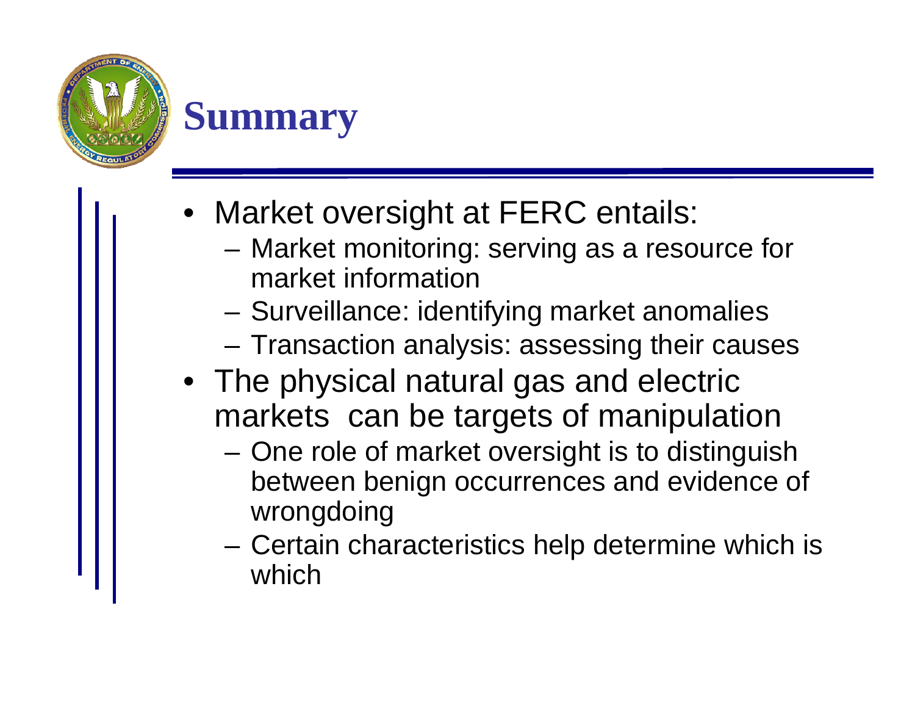# Summary

- Market oversight at FERC entails:
  - Market monitoring: serving as a resource for market information
  - Surveillance: identifying market anomalies
  - Transaction analysis: assessing their causes
- The physical natural gas and electric markets can be targets of manipulation
  - One role of market oversight is to distinguish between benign occurrences and evidence of wrongdoing
  - Certain characteristics help determine which is which